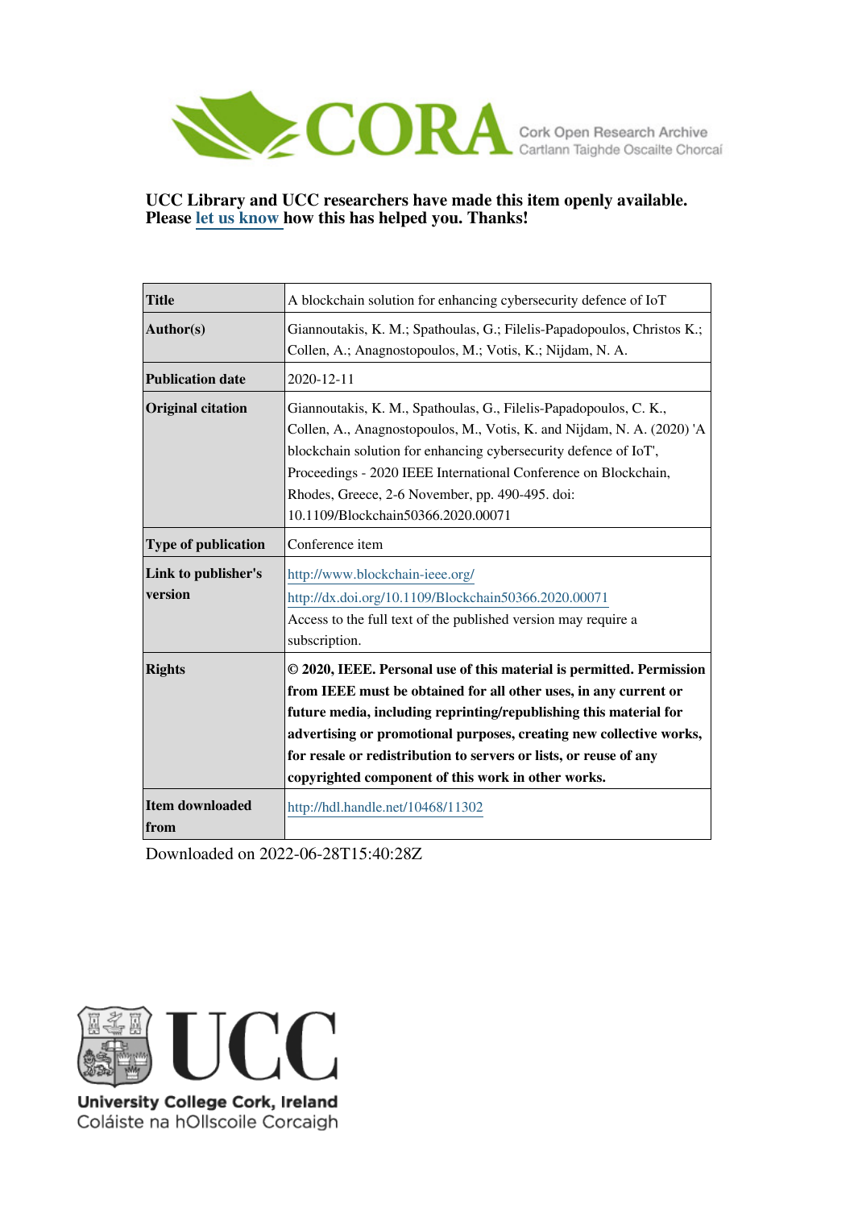CORA Cork Open Research Archive
Cartlann Taighde Oscailte Chorcaí

**UCC Library and UCC researchers have made this item openly available. Please let us know how this has helped you. Thanks!**

| | |
|---|---|
| **Title** | A blockchain solution for enhancing cybersecurity defence of IoT |
| **Author(s)** | Giannoutakis, K. M.; Spathoulas, G.; Filelis-Papadopoulos, Christos K.; Collen, A.; Anagnostopoulos, M.; Votis, K.; Nijdam, N. A. |
| **Publication date** | 2020-12-11 |
| **Original citation** | Giannoutakis, K. M., Spathoulas, G., Filelis-Papadopoulos, C. K., Collen, A., Anagnostopoulos, M., Votis, K. and Nijdam, N. A. (2020) 'A blockchain solution for enhancing cybersecurity defence of IoT', Proceedings - 2020 IEEE International Conference on Blockchain, Rhodes, Greece, 2-6 November, pp. 490-495. doi: 10.1109/Blockchain50366.2020.00071 |
| **Type of publication** | Conference item |
| **Link to publisher's version** | http://www.blockchain-ieee.org/ http://dx.doi.org/10.1109/Blockchain50366.2020.00071 Access to the full text of the published version may require a subscription. |
| **Rights** | **© 2020, IEEE. Personal use of this material is permitted. Permission from IEEE must be obtained for all other uses, in any current or future media, including reprinting/republishing this material for advertising or promotional purposes, creating new collective works, for resale or redistribution to servers or lists, or reuse of any copyrighted component of this work in other works.** |
| **Item downloaded from** | http://hdl.handle.net/10468/11302 |

Downloaded on 2022-06-28T15:40:28Z

UCC
University College Cork, Ireland
Coláiste na hOllscoile Corcaigh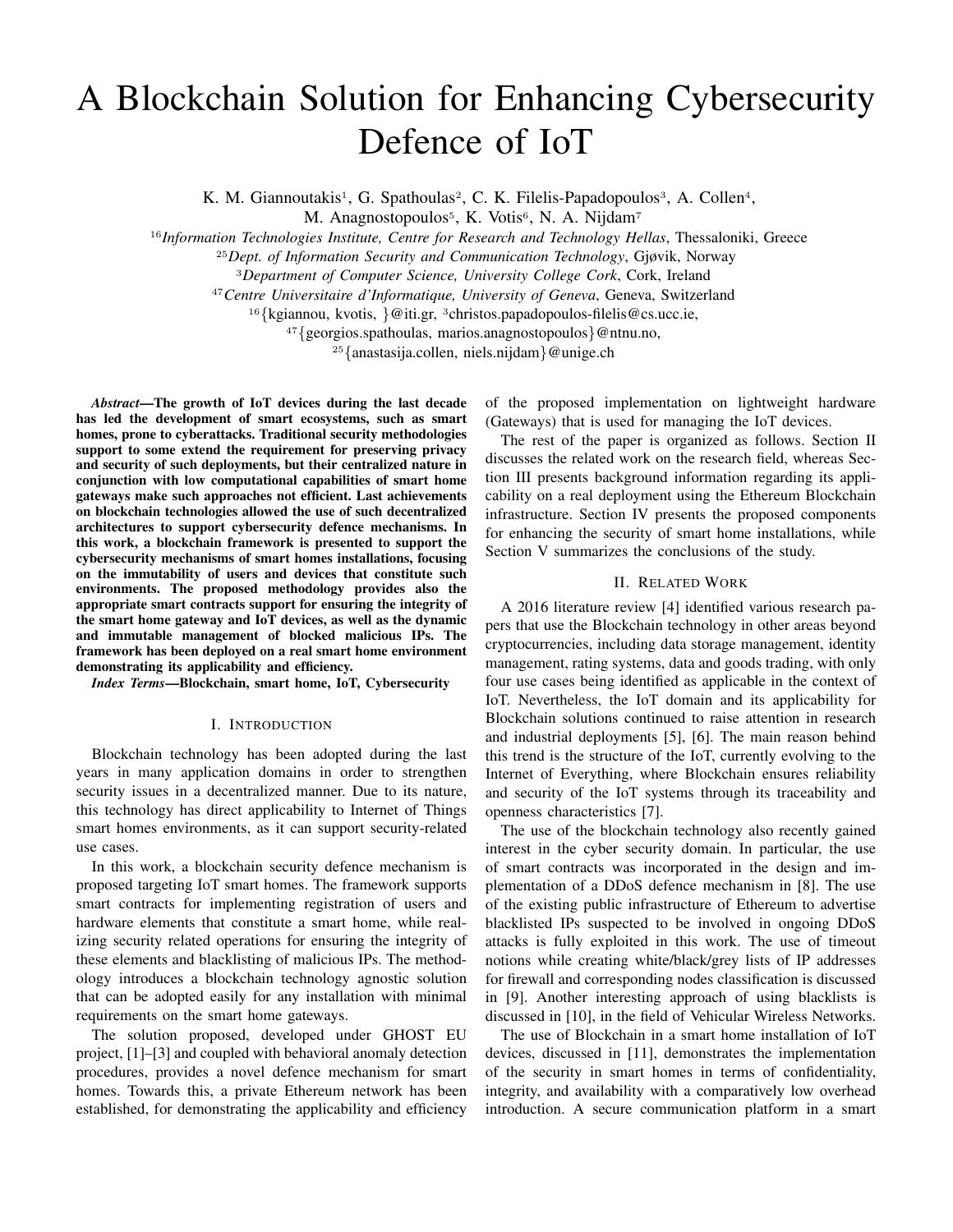# A Blockchain Solution for Enhancing Cybersecurity Defence of IoT

K. M. Giannoutakis[1], G. Spathoulas[2], C. K. Filelis-Papadopoulos[3], A. Collen[4], M. Anagnostopoulos[5], K. Votis[6], N. A. Nijdam[7]

[16]*Information Technologies Institute, Centre for Research and Technology Hellas*, Thessaloniki, Greece
[25]*Dept. of Information Security and Communication Technology*, Gjøvik, Norway
[3]*Department of Computer Science, University College Cork*, Cork, Ireland
[47]*Centre Universitaire d'Informatique, University of Geneva*, Geneva, Switzerland
[16]{kgiannou, kvotis, }@iti.gr, [3]christos.papadopoulos-filelis@cs.ucc.ie,
[47]{georgios.spathoulas, marios.anagnostopoulos}@ntnu.no,
[25]{anastasija.collen, niels.nijdam}@unige.ch

***Abstract*—The growth of IoT devices during the last decade has led the development of smart ecosystems, such as smart homes, prone to cyberattacks. Traditional security methodologies support to some extend the requirement for preserving privacy and security of such deployments, but their centralized nature in conjunction with low computational capabilities of smart home gateways make such approaches not efficient. Last achievements on blockchain technologies allowed the use of such decentralized architectures to support cybersecurity defence mechanisms. In this work, a blockchain framework is presented to support the cybersecurity mechanisms of smart homes installations, focusing on the immutability of users and devices that constitute such environments. The proposed methodology provides also the appropriate smart contracts support for ensuring the integrity of the smart home gateway and IoT devices, as well as the dynamic and immutable management of blocked malicious IPs. The framework has been deployed on a real smart home environment demonstrating its applicability and efficiency.**

***Index Terms*—Blockchain, smart home, IoT, Cybersecurity**

## I. Introduction

Blockchain technology has been adopted during the last years in many application domains in order to strengthen security issues in a decentralized manner. Due to its nature, this technology has direct applicability to Internet of Things smart homes environments, as it can support security-related use cases.

In this work, a blockchain security defence mechanism is proposed targeting IoT smart homes. The framework supports smart contracts for implementing registration of users and hardware elements that constitute a smart home, while realizing security related operations for ensuring the integrity of these elements and blacklisting of malicious IPs. The methodology introduces a blockchain technology agnostic solution that can be adopted easily for any installation with minimal requirements on the smart home gateways.

The solution proposed, developed under GHOST EU project, [1]–[3] and coupled with behavioral anomaly detection procedures, provides a novel defence mechanism for smart homes. Towards this, a private Ethereum network has been established, for demonstrating the applicability and efficiency of the proposed implementation on lightweight hardware (Gateways) that is used for managing the IoT devices.

The rest of the paper is organized as follows. Section II discusses the related work on the research field, whereas Section III presents background information regarding its applicability on a real deployment using the Ethereum Blockchain infrastructure. Section IV presents the proposed components for enhancing the security of smart home installations, while Section V summarizes the conclusions of the study.

## II. Related Work

A 2016 literature review [4] identified various research papers that use the Blockchain technology in other areas beyond cryptocurrencies, including data storage management, identity management, rating systems, data and goods trading, with only four use cases being identified as applicable in the context of IoT. Nevertheless, the IoT domain and its applicability for Blockchain solutions continued to raise attention in research and industrial deployments [5], [6]. The main reason behind this trend is the structure of the IoT, currently evolving to the Internet of Everything, where Blockchain ensures reliability and security of the IoT systems through its traceability and openness characteristics [7].

The use of the blockchain technology also recently gained interest in the cyber security domain. In particular, the use of smart contracts was incorporated in the design and implementation of a DDoS defence mechanism in [8]. The use of the existing public infrastructure of Ethereum to advertise blacklisted IPs suspected to be involved in ongoing DDoS attacks is fully exploited in this work. The use of timeout notions while creating white/black/grey lists of IP addresses for firewall and corresponding nodes classification is discussed in [9]. Another interesting approach of using blacklists is discussed in [10], in the field of Vehicular Wireless Networks.

The use of Blockchain in a smart home installation of IoT devices, discussed in [11], demonstrates the implementation of the security in smart homes in terms of confidentiality, integrity, and availability with a comparatively low overhead introduction. A secure communication platform in a smart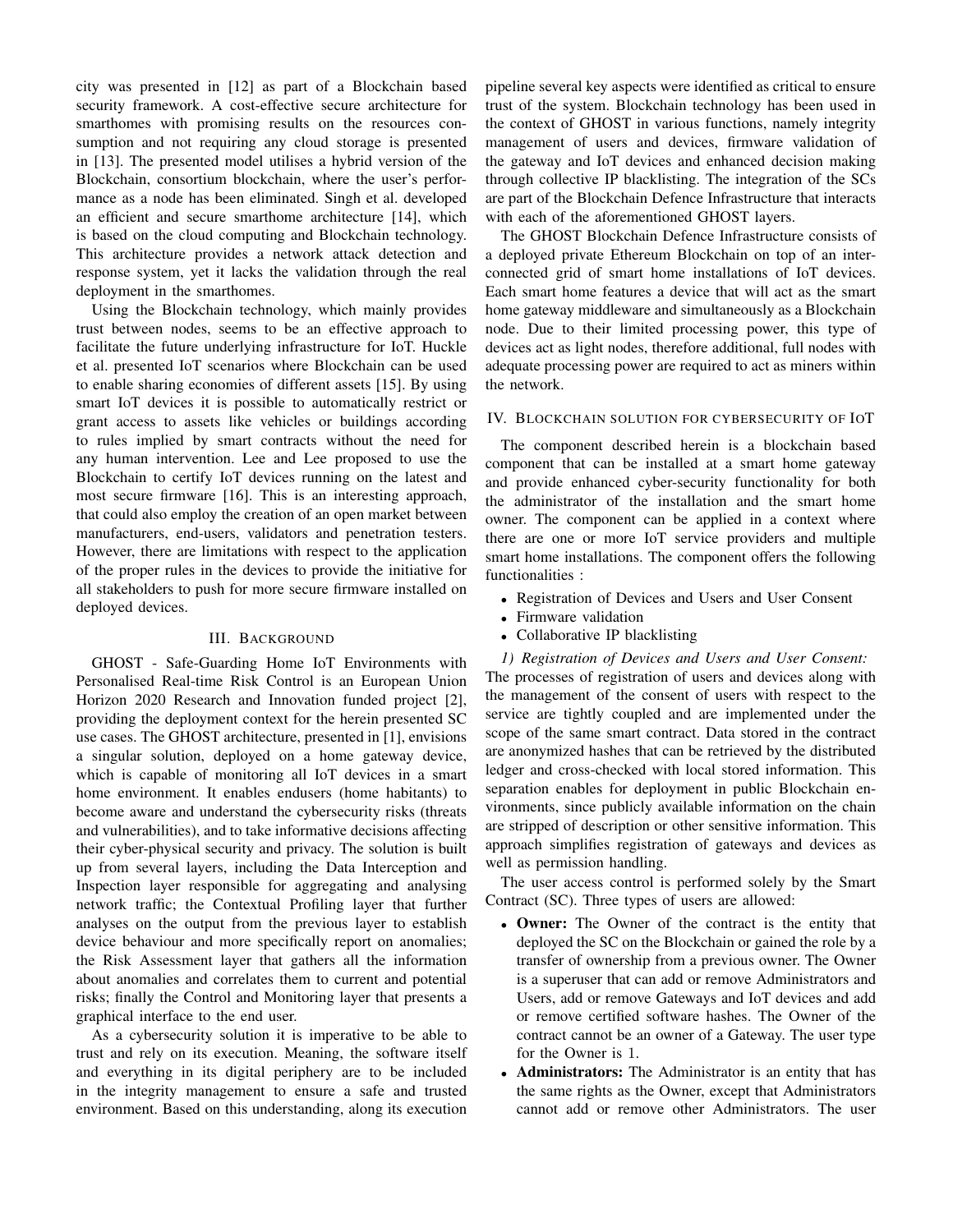city was presented in [12] as part of a Blockchain based security framework. A cost-effective secure architecture for smarthomes with promising results on the resources consumption and not requiring any cloud storage is presented in [13]. The presented model utilises a hybrid version of the Blockchain, consortium blockchain, where the user's performance as a node has been eliminated. Singh et al. developed an efficient and secure smarthome architecture [14], which is based on the cloud computing and Blockchain technology. This architecture provides a network attack detection and response system, yet it lacks the validation through the real deployment in the smarthomes.

Using the Blockchain technology, which mainly provides trust between nodes, seems to be an effective approach to facilitate the future underlying infrastructure for IoT. Huckle et al. presented IoT scenarios where Blockchain can be used to enable sharing economies of different assets [15]. By using smart IoT devices it is possible to automatically restrict or grant access to assets like vehicles or buildings according to rules implied by smart contracts without the need for any human intervention. Lee and Lee proposed to use the Blockchain to certify IoT devices running on the latest and most secure firmware [16]. This is an interesting approach, that could also employ the creation of an open market between manufacturers, end-users, validators and penetration testers. However, there are limitations with respect to the application of the proper rules in the devices to provide the initiative for all stakeholders to push for more secure firmware installed on deployed devices.

## III. Background

GHOST - Safe-Guarding Home IoT Environments with Personalised Real-time Risk Control is an European Union Horizon 2020 Research and Innovation funded project [2], providing the deployment context for the herein presented SC use cases. The GHOST architecture, presented in [1], envisions a singular solution, deployed on a home gateway device, which is capable of monitoring all IoT devices in a smart home environment. It enables endusers (home habitants) to become aware and understand the cybersecurity risks (threats and vulnerabilities), and to take informative decisions affecting their cyber-physical security and privacy. The solution is built up from several layers, including the Data Interception and Inspection layer responsible for aggregating and analysing network traffic; the Contextual Profiling layer that further analyses on the output from the previous layer to establish device behaviour and more specifically report on anomalies; the Risk Assessment layer that gathers all the information about anomalies and correlates them to current and potential risks; finally the Control and Monitoring layer that presents a graphical interface to the end user.

As a cybersecurity solution it is imperative to be able to trust and rely on its execution. Meaning, the software itself and everything in its digital periphery are to be included in the integrity management to ensure a safe and trusted environment. Based on this understanding, along its execution pipeline several key aspects were identified as critical to ensure trust of the system. Blockchain technology has been used in the context of GHOST in various functions, namely integrity management of users and devices, firmware validation of the gateway and IoT devices and enhanced decision making through collective IP blacklisting. The integration of the SCs are part of the Blockchain Defence Infrastructure that interacts with each of the aforementioned GHOST layers.

The GHOST Blockchain Defence Infrastructure consists of a deployed private Ethereum Blockchain on top of an interconnected grid of smart home installations of IoT devices. Each smart home features a device that will act as the smart home gateway middleware and simultaneously as a Blockchain node. Due to their limited processing power, this type of devices act as light nodes, therefore additional, full nodes with adequate processing power are required to act as miners within the network.

## IV. Blockchain solution for cybersecurity of IoT

The component described herein is a blockchain based component that can be installed at a smart home gateway and provide enhanced cyber-security functionality for both the administrator of the installation and the smart home owner. The component can be applied in a context where there are one or more IoT service providers and multiple smart home installations. The component offers the following functionalities :

- Registration of Devices and Users and User Consent
- Firmware validation
- Collaborative IP blacklisting

*1) Registration of Devices and Users and User Consent:* The processes of registration of users and devices along with the management of the consent of users with respect to the service are tightly coupled and are implemented under the scope of the same smart contract. Data stored in the contract are anonymized hashes that can be retrieved by the distributed ledger and cross-checked with local stored information. This separation enables for deployment in public Blockchain environments, since publicly available information on the chain are stripped of description or other sensitive information. This approach simplifies registration of gateways and devices as well as permission handling.

The user access control is performed solely by the Smart Contract (SC). Three types of users are allowed:

- **Owner:** The Owner of the contract is the entity that deployed the SC on the Blockchain or gained the role by a transfer of ownership from a previous owner. The Owner is a superuser that can add or remove Administrators and Users, add or remove Gateways and IoT devices and add or remove certified software hashes. The Owner of the contract cannot be an owner of a Gateway. The user type for the Owner is 1.
- **Administrators:** The Administrator is an entity that has the same rights as the Owner, except that Administrators cannot add or remove other Administrators. The user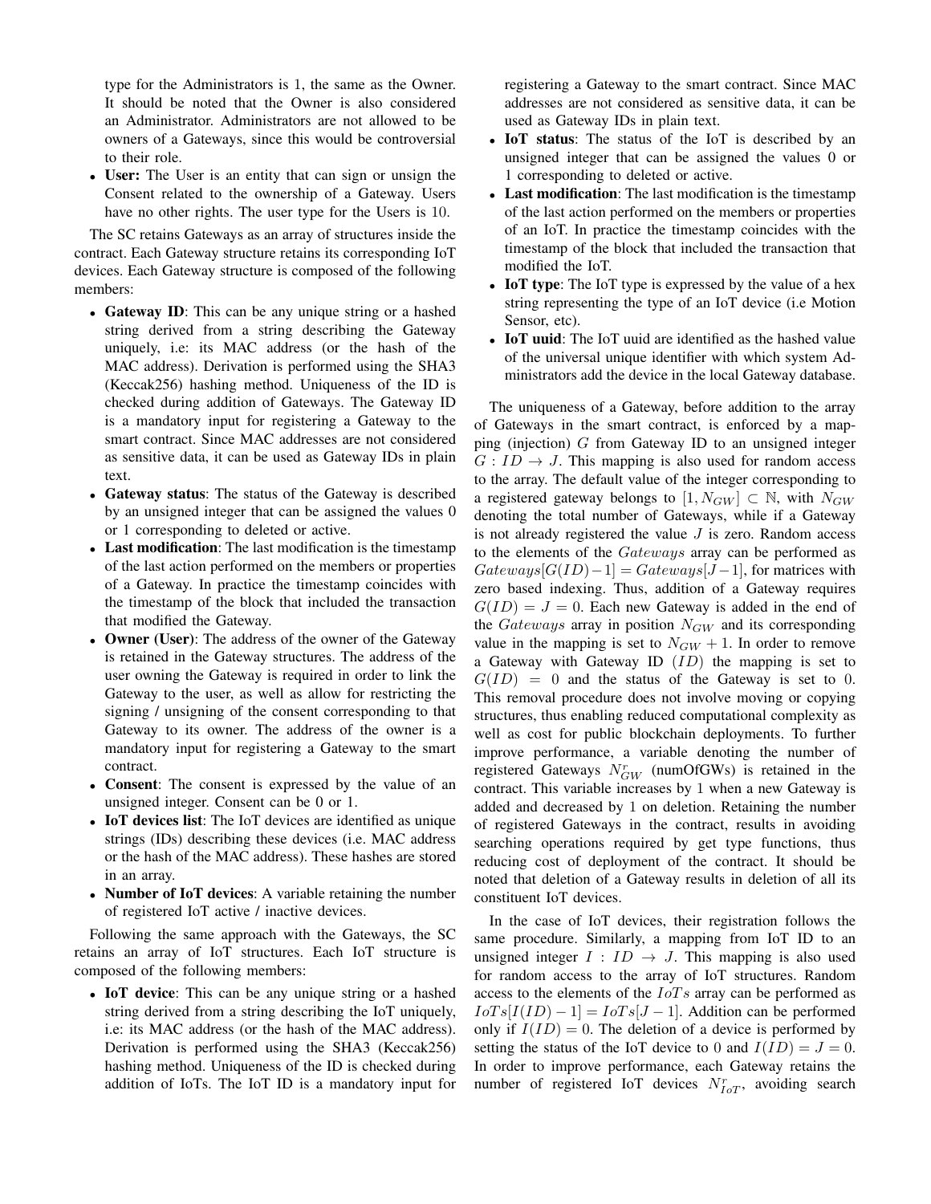type for the Administrators is 1, the same as the Owner. It should be noted that the Owner is also considered an Administrator. Administrators are not allowed to be owners of a Gateways, since this would be controversial to their role.

- **User:** The User is an entity that can sign or unsign the Consent related to the ownership of a Gateway. Users have no other rights. The user type for the Users is 10.

The SC retains Gateways as an array of structures inside the contract. Each Gateway structure retains its corresponding IoT devices. Each Gateway structure is composed of the following members:

- **Gateway ID**: This can be any unique string or a hashed string derived from a string describing the Gateway uniquely, i.e: its MAC address (or the hash of the MAC address). Derivation is performed using the SHA3 (Keccak256) hashing method. Uniqueness of the ID is checked during addition of Gateways. The Gateway ID is a mandatory input for registering a Gateway to the smart contract. Since MAC addresses are not considered as sensitive data, it can be used as Gateway IDs in plain text.
- **Gateway status**: The status of the Gateway is described by an unsigned integer that can be assigned the values 0 or 1 corresponding to deleted or active.
- **Last modification**: The last modification is the timestamp of the last action performed on the members or properties of a Gateway. In practice the timestamp coincides with the timestamp of the block that included the transaction that modified the Gateway.
- **Owner (User)**: The address of the owner of the Gateway is retained in the Gateway structures. The address of the user owning the Gateway is required in order to link the Gateway to the user, as well as allow for restricting the signing / unsigning of the consent corresponding to that Gateway to its owner. The address of the owner is a mandatory input for registering a Gateway to the smart contract.
- **Consent**: The consent is expressed by the value of an unsigned integer. Consent can be 0 or 1.
- **IoT devices list**: The IoT devices are identified as unique strings (IDs) describing these devices (i.e. MAC address or the hash of the MAC address). These hashes are stored in an array.
- **Number of IoT devices**: A variable retaining the number of registered IoT active / inactive devices.

Following the same approach with the Gateways, the SC retains an array of IoT structures. Each IoT structure is composed of the following members:

- **IoT device**: This can be any unique string or a hashed string derived from a string describing the IoT uniquely, i.e: its MAC address (or the hash of the MAC address). Derivation is performed using the SHA3 (Keccak256) hashing method. Uniqueness of the ID is checked during addition of IoTs. The IoT ID is a mandatory input for registering a Gateway to the smart contract. Since MAC addresses are not considered as sensitive data, it can be used as Gateway IDs in plain text.
- **IoT status**: The status of the IoT is described by an unsigned integer that can be assigned the values 0 or 1 corresponding to deleted or active.
- **Last modification**: The last modification is the timestamp of the last action performed on the members or properties of an IoT. In practice the timestamp coincides with the timestamp of the block that included the transaction that modified the IoT.
- **IoT type**: The IoT type is expressed by the value of a hex string representing the type of an IoT device (i.e Motion Sensor, etc).
- **IoT uuid**: The IoT uuid are identified as the hashed value of the universal unique identifier with which system Administrators add the device in the local Gateway database.

The uniqueness of a Gateway, before addition to the array of Gateways in the smart contract, is enforced by a mapping (injection) $G$ from Gateway ID to an unsigned integer $G : ID \to J$. This mapping is also used for random access to the array. The default value of the integer corresponding to a registered gateway belongs to $[1, N_{GW}] \subset \mathbb{N}$, with $N_{GW}$ denoting the total number of Gateways, while if a Gateway is not already registered the value $J$ is zero. Random access to the elements of the $Gateways$ array can be performed as $Gateways[G(ID)-1] = Gateways[J-1]$, for matrices with zero based indexing. Thus, addition of a Gateway requires $G(ID) = J = 0$. Each new Gateway is added in the end of the $Gateways$ array in position $N_{GW}$ and its corresponding value in the mapping is set to $N_{GW}+1$. In order to remove a Gateway with Gateway ID ($ID$) the mapping is set to $G(ID) = 0$ and the status of the Gateway is set to 0. This removal procedure does not involve moving or copying structures, thus enabling reduced computational complexity as well as cost for public blockchain deployments. To further improve performance, a variable denoting the number of registered Gateways $N^r_{GW}$ (numOfGWs) is retained in the contract. This variable increases by 1 when a new Gateway is added and decreased by 1 on deletion. Retaining the number of registered Gateways in the contract, results in avoiding searching operations required by get type functions, thus reducing cost of deployment of the contract. It should be noted that deletion of a Gateway results in deletion of all its constituent IoT devices.

In the case of IoT devices, their registration follows the same procedure. Similarly, a mapping from IoT ID to an unsigned integer $I : ID \to J$. This mapping is also used for random access to the array of IoT structures. Random access to the elements of the $IoTs$ array can be performed as $IoTs[I(ID)-1] = IoTs[J-1]$. Addition can be performed only if $I(ID) = 0$. The deletion of a device is performed by setting the status of the IoT device to 0 and $I(ID) = J = 0$. In order to improve performance, each Gateway retains the number of registered IoT devices $N^r_{IoT}$, avoiding search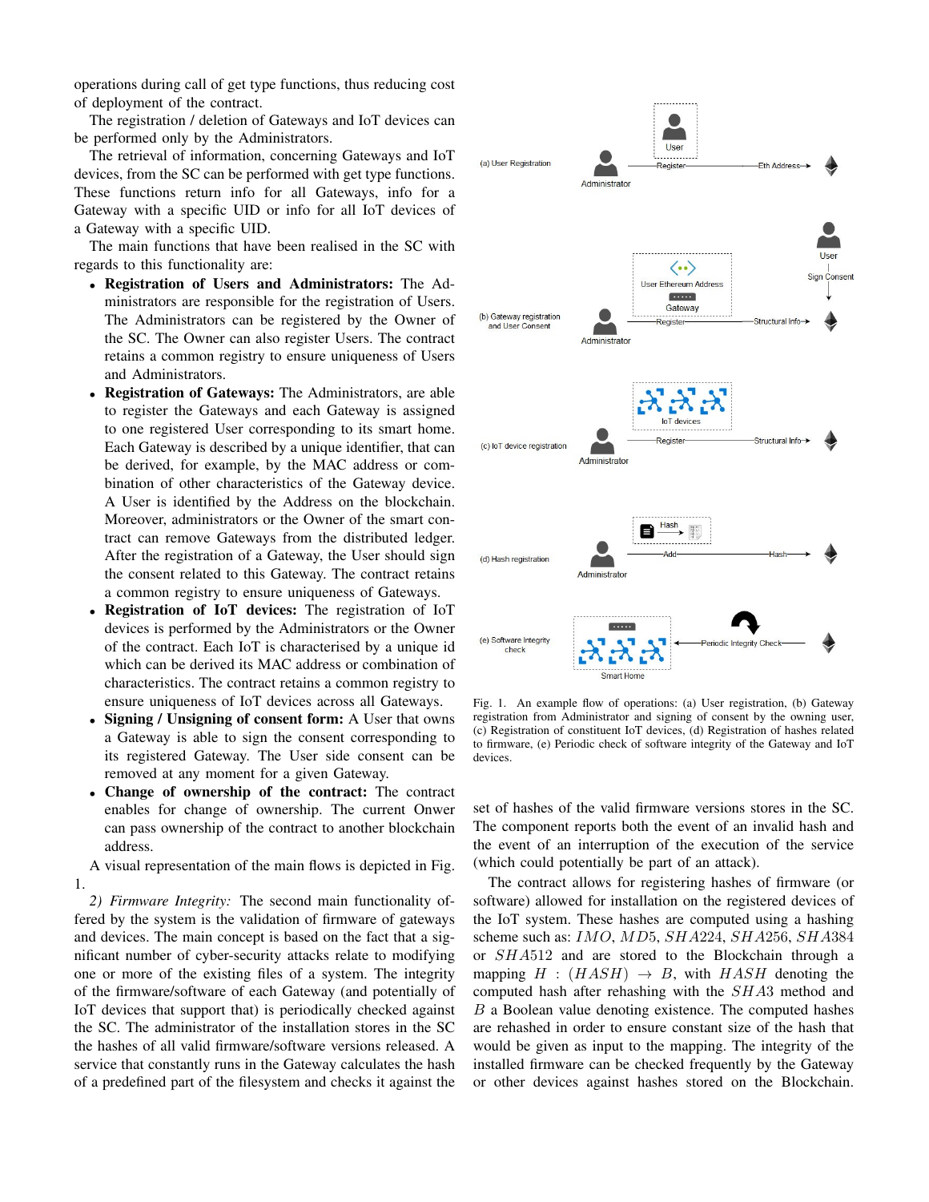operations during call of get type functions, thus reducing cost of deployment of the contract.

The registration / deletion of Gateways and IoT devices can be performed only by the Administrators.

The retrieval of information, concerning Gateways and IoT devices, from the SC can be performed with get type functions. These functions return info for all Gateways, info for a Gateway with a specific UID or info for all IoT devices of a Gateway with a specific UID.

The main functions that have been realised in the SC with regards to this functionality are:

- **Registration of Users and Administrators:** The Administrators are responsible for the registration of Users. The Administrators can be registered by the Owner of the SC. The Owner can also register Users. The contract retains a common registry to ensure uniqueness of Users and Administrators.
- **Registration of Gateways:** The Administrators, are able to register the Gateways and each Gateway is assigned to one registered User corresponding to its smart home. Each Gateway is described by a unique identifier, that can be derived, for example, by the MAC address or combination of other characteristics of the Gateway device. A User is identified by the Address on the blockchain. Moreover, administrators or the Owner of the smart contract can remove Gateways from the distributed ledger. After the registration of a Gateway, the User should sign the consent related to this Gateway. The contract retains a common registry to ensure uniqueness of Gateways.
- **Registration of IoT devices:** The registration of IoT devices is performed by the Administrators or the Owner of the contract. Each IoT is characterised by a unique id which can be derived its MAC address or combination of characteristics. The contract retains a common registry to ensure uniqueness of IoT devices across all Gateways.
- **Signing / Unsigning of consent form:** A User that owns a Gateway is able to sign the consent corresponding to its registered Gateway. The User side consent can be removed at any moment for a given Gateway.
- **Change of ownership of the contract:** The contract enables for change of ownership. The current Onwer can pass ownership of the contract to another blockchain address.

A visual representation of the main flows is depicted in Fig. 1.

*2) Firmware Integrity:* The second main functionality offered by the system is the validation of firmware of gateways and devices. The main concept is based on the fact that a significant number of cyber-security attacks relate to modifying one or more of the existing files of a system. The integrity of the firmware/software of each Gateway (and potentially of IoT devices that support that) is periodically checked against the SC. The administrator of the installation stores in the SC the hashes of all valid firmware/software versions released. A service that constantly runs in the Gateway calculates the hash of a predefined part of the filesystem and checks it against the set of hashes of the valid firmware versions stores in the SC. The component reports both the event of an invalid hash and the event of an interruption of the execution of the service (which could potentially be part of an attack).

Fig. 1. An example flow of operations: (a) User registration, (b) Gateway registration from Administrator and signing of consent by the owning user, (c) Registration of constituent IoT devices, (d) Registration of hashes related to firmware, (e) Periodic check of software integrity of the Gateway and IoT devices.

The contract allows for registering hashes of firmware (or software) allowed for installation on the registered devices of the IoT system. These hashes are computed using a hashing scheme such as: $IMO$, $MD5$, $SHA224$, $SHA256$, $SHA384$ or $SHA512$ and are stored to the Blockchain through a mapping $H : (HASH) \rightarrow B$, with $HASH$ denoting the computed hash after rehashing with the $SHA3$ method and $B$ a Boolean value denoting existence. The computed hashes are rehashed in order to ensure constant size of the hash that would be given as input to the mapping. The integrity of the installed firmware can be checked frequently by the Gateway or other devices against hashes stored on the Blockchain.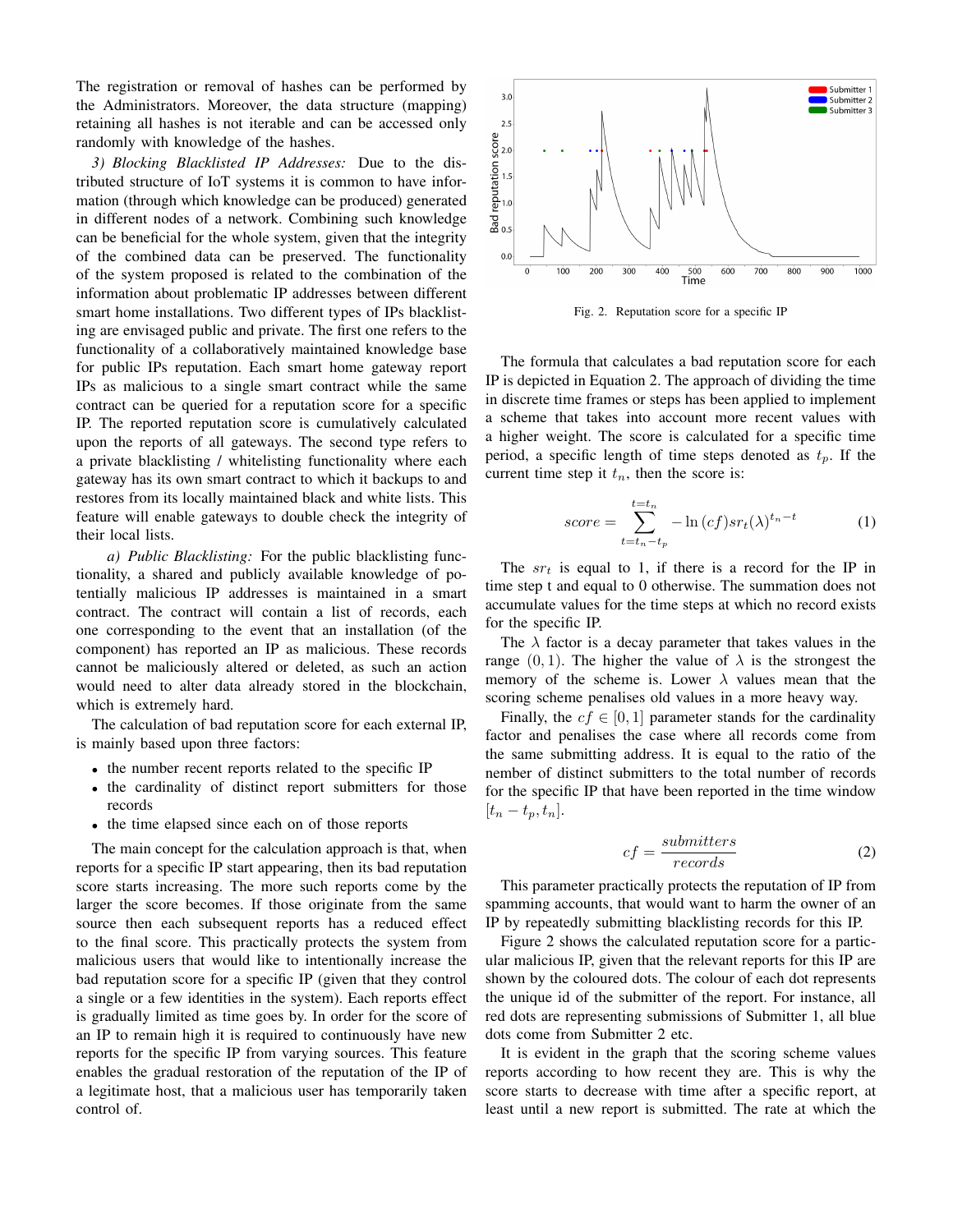The registration or removal of hashes can be performed by the Administrators. Moreover, the data structure (mapping) retaining all hashes is not iterable and can be accessed only randomly with knowledge of the hashes.

*3) Blocking Blacklisted IP Addresses:* Due to the distributed structure of IoT systems it is common to have information (through which knowledge can be produced) generated in different nodes of a network. Combining such knowledge can be beneficial for the whole system, given that the integrity of the combined data can be preserved. The functionality of the system proposed is related to the combination of the information about problematic IP addresses between different smart home installations. Two different types of IPs blacklisting are envisaged public and private. The first one refers to the functionality of a collaboratively maintained knowledge base for public IPs reputation. Each smart home gateway report IPs as malicious to a single smart contract while the same contract can be queried for a reputation score for a specific IP. The reported reputation score is cumulatively calculated upon the reports of all gateways. The second type refers to a private blacklisting / whitelisting functionality where each gateway has its own smart contract to which it backups to and restores from its locally maintained black and white lists. This feature will enable gateways to double check the integrity of their local lists.

*a) Public Blacklisting:* For the public blacklisting functionality, a shared and publicly available knowledge of potentially malicious IP addresses is maintained in a smart contract. The contract will contain a list of records, each one corresponding to the event that an installation (of the component) has reported an IP as malicious. These records cannot be maliciously altered or deleted, as such an action would need to alter data already stored in the blockchain, which is extremely hard.

The calculation of bad reputation score for each external IP, is mainly based upon three factors:

- the number recent reports related to the specific IP
- the cardinality of distinct report submitters for those records
- the time elapsed since each on of those reports

The main concept for the calculation approach is that, when reports for a specific IP start appearing, then its bad reputation score starts increasing. The more such reports come by the larger the score becomes. If those originate from the same source then each subsequent reports has a reduced effect to the final score. This practically protects the system from malicious users that would like to intentionally increase the bad reputation score for a specific IP (given that they control a single or a few identities in the system). Each reports effect is gradually limited as time goes by. In order for the score of an IP to remain high it is required to continuously have new reports for the specific IP from varying sources. This feature enables the gradual restoration of the reputation of the IP of a legitimate host, that a malicious user has temporarily taken control of.

Fig. 2. Reputation score for a specific IP

The formula that calculates a bad reputation score for each IP is depicted in Equation 2. The approach of dividing the time in discrete time frames or steps has been applied to implement a scheme that takes into account more recent values with a higher weight. The score is calculated for a specific time period, a specific length of time steps denoted as $t_p$. If the current time step it $t_n$, then the score is:

$$score = \sum_{t=t_n-t_p}^{t=t_n} -\ln(cf) sr_t (\lambda)^{t_n - t} \tag{1}$$

The $sr_t$ is equal to 1, if there is a record for the IP in time step t and equal to 0 otherwise. The summation does not accumulate values for the time steps at which no record exists for the specific IP.

The $\lambda$ factor is a decay parameter that takes values in the range $(0, 1)$. The higher the value of $\lambda$ is the strongest the memory of the scheme is. Lower $\lambda$ values mean that the scoring scheme penalises old values in a more heavy way.

Finally, the $cf \in [0, 1]$ parameter stands for the cardinality factor and penalises the case where all records come from the same submitting address. It is equal to the ratio of the nember of distinct submitters to the total number of records for the specific IP that have been reported in the time window $[t_n - t_p, t_n]$.

$$cf = \frac{submitters}{records} \tag{2}$$

This parameter practically protects the reputation of IP from spamming accounts, that would want to harm the owner of an IP by repeatedly submitting blacklisting records for this IP.

Figure 2 shows the calculated reputation score for a particular malicious IP, given that the relevant reports for this IP are shown by the coloured dots. The colour of each dot represents the unique id of the submitter of the report. For instance, all red dots are representing submissions of Submitter 1, all blue dots come from Submitter 2 etc.

It is evident in the graph that the scoring scheme values reports according to how recent they are. This is why the score starts to decrease with time after a specific report, at least until a new report is submitted. The rate at which the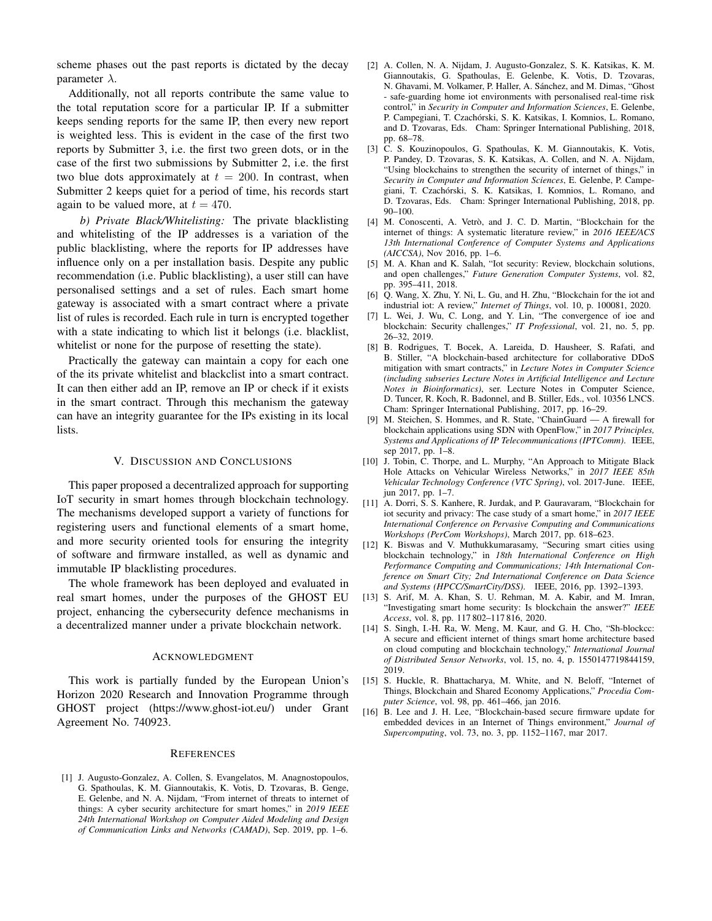scheme phases out the past reports is dictated by the decay parameter $\lambda$.

Additionally, not all reports contribute the same value to the total reputation score for a particular IP. If a submitter keeps sending reports for the same IP, then every new report is weighted less. This is evident in the case of the first two reports by Submitter 3, i.e. the first two green dots, or in the case of the first two submissions by Submitter 2, i.e. the first two blue dots approximately at $t = 200$. In contrast, when Submitter 2 keeps quiet for a period of time, his records start again to be valued more, at $t = 470$.

*b) Private Black/Whitelisting:* The private blacklisting and whitelisting of the IP addresses is a variation of the public blacklisting, where the reports for IP addresses have influence only on a per installation basis. Despite any public recommendation (i.e. Public blacklisting), a user still can have personalised settings and a set of rules. Each smart home gateway is associated with a smart contract where a private list of rules is recorded. Each rule in turn is encrypted together with a state indicating to which list it belongs (i.e. blacklist, whitelist or none for the purpose of resetting the state).

Practically the gateway can maintain a copy for each one of the its private whitelist and blackclist into a smart contract. It can then either add an IP, remove an IP or check if it exists in the smart contract. Through this mechanism the gateway can have an integrity guarantee for the IPs existing in its local lists.

## V. Discussion and Conclusions

This paper proposed a decentralized approach for supporting IoT security in smart homes through blockchain technology. The mechanisms developed support a variety of functions for registering users and functional elements of a smart home, and more security oriented tools for ensuring the integrity of software and firmware installed, as well as dynamic and immutable IP blacklisting procedures.

The whole framework has been deployed and evaluated in real smart homes, under the purposes of the GHOST EU project, enhancing the cybersecurity defence mechanisms in a decentralized manner under a private blockchain network.

## Acknowledgment

This work is partially funded by the European Union's Horizon 2020 Research and Innovation Programme through GHOST project (https://www.ghost-iot.eu/) under Grant Agreement No. 740923.

## References

[1] J. Augusto-Gonzalez, A. Collen, S. Evangelatos, M. Anagnostopoulos, G. Spathoulas, K. M. Giannoutakis, K. Votis, D. Tzovaras, B. Genge, E. Gelenbe, and N. A. Nijdam, "From internet of threats to internet of things: A cyber security architecture for smart homes," in *2019 IEEE 24th International Workshop on Computer Aided Modeling and Design of Communication Links and Networks (CAMAD)*, Sep. 2019, pp. 1–6.

[2] A. Collen, N. A. Nijdam, J. Augusto-Gonzalez, S. K. Katsikas, K. M. Giannoutakis, G. Spathoulas, E. Gelenbe, K. Votis, D. Tzovaras, N. Ghavami, M. Volkamer, P. Haller, A. Sánchez, and M. Dimas, "Ghost - safe-guarding home iot environments with personalised real-time risk control," in *Security in Computer and Information Sciences*, E. Gelenbe, P. Campegiani, T. Czachórski, S. K. Katsikas, I. Komnios, L. Romano, and D. Tzovaras, Eds. Cham: Springer International Publishing, 2018, pp. 68–78.

[3] C. S. Kouzinopoulos, G. Spathoulas, K. M. Giannoutakis, K. Votis, P. Pandey, D. Tzovaras, S. K. Katsikas, A. Collen, and N. A. Nijdam, "Using blockchains to strengthen the security of internet of things," in *Security in Computer and Information Sciences*, E. Gelenbe, P. Campegiani, T. Czachórski, S. K. Katsikas, I. Komnios, L. Romano, and D. Tzovaras, Eds. Cham: Springer International Publishing, 2018, pp. 90–100.

[4] M. Conoscenti, A. Vetrò, and J. C. D. Martin, "Blockchain for the internet of things: A systematic literature review," in *2016 IEEE/ACS 13th International Conference of Computer Systems and Applications (AICCSA)*, Nov 2016, pp. 1–6.

[5] M. A. Khan and K. Salah, "Iot security: Review, blockchain solutions, and open challenges," *Future Generation Computer Systems*, vol. 82, pp. 395–411, 2018.

[6] Q. Wang, X. Zhu, Y. Ni, L. Gu, and H. Zhu, "Blockchain for the iot and industrial iot: A review," *Internet of Things*, vol. 10, p. 100081, 2020.

[7] L. Wei, J. Wu, C. Long, and Y. Lin, "The convergence of ioe and blockchain: Security challenges," *IT Professional*, vol. 21, no. 5, pp. 26–32, 2019.

[8] B. Rodrigues, T. Bocek, A. Lareida, D. Hausheer, S. Rafati, and B. Stiller, "A blockchain-based architecture for collaborative DDoS mitigation with smart contracts," in *Lecture Notes in Computer Science (including subseries Lecture Notes in Artificial Intelligence and Lecture Notes in Bioinformatics)*, ser. Lecture Notes in Computer Science, D. Tuncer, R. Koch, R. Badonnel, and B. Stiller, Eds., vol. 10356 LNCS. Cham: Springer International Publishing, 2017, pp. 16–29.

[9] M. Steichen, S. Hommes, and R. State, "ChainGuard — A firewall for blockchain applications using SDN with OpenFlow," in *2017 Principles, Systems and Applications of IP Telecommunications (IPTComm)*. IEEE, sep 2017, pp. 1–8.

[10] J. Tobin, C. Thorpe, and L. Murphy, "An Approach to Mitigate Black Hole Attacks on Vehicular Wireless Networks," in *2017 IEEE 85th Vehicular Technology Conference (VTC Spring)*, vol. 2017-June. IEEE, jun 2017, pp. 1–7.

[11] A. Dorri, S. S. Kanhere, R. Jurdak, and P. Gauravaram, "Blockchain for iot security and privacy: The case study of a smart home," in *2017 IEEE International Conference on Pervasive Computing and Communications Workshops (PerCom Workshops)*, March 2017, pp. 618–623.

[12] K. Biswas and V. Muthukkumarasamy, "Securing smart cities using blockchain technology," in *18th International Conference on High Performance Computing and Communications; 14th International Conference on Smart City; 2nd International Conference on Data Science and Systems (HPCC/SmartCity/DSS)*. IEEE, 2016, pp. 1392–1393.

[13] S. Arif, M. A. Khan, S. U. Rehman, M. A. Kabir, and M. Imran, "Investigating smart home security: Is blockchain the answer?" *IEEE Access*, vol. 8, pp. 117 802–117 816, 2020.

[14] S. Singh, I.-H. Ra, W. Meng, M. Kaur, and G. H. Cho, "Sh-blockcc: A secure and efficient internet of things smart home architecture based on cloud computing and blockchain technology," *International Journal of Distributed Sensor Networks*, vol. 15, no. 4, p. 1550147719844159, 2019.

[15] S. Huckle, R. Bhattacharya, M. White, and N. Beloff, "Internet of Things, Blockchain and Shared Economy Applications," *Procedia Computer Science*, vol. 98, pp. 461–466, jan 2016.

[16] B. Lee and J. H. Lee, "Blockchain-based secure firmware update for embedded devices in an Internet of Things environment," *Journal of Supercomputing*, vol. 73, no. 3, pp. 1152–1167, mar 2017.